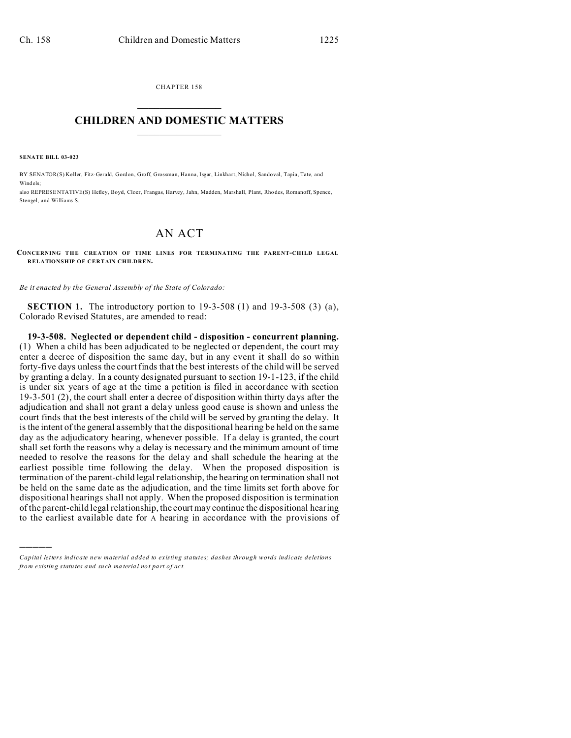CHAPTER 158

# CHILDREN AND DOMESTIC MATTERS

**SENATE BILL 03-023**

BY SENATOR(S) Keller, Fitz-Gerald, Gordon, Groff, Grossman, Hanna, Isgar, Linkhart, Nichol, Sandoval, Tapia, Tate, and Windels;
also REPRESENTATIVE(S) Hefley, Boyd, Cloer, Frangas, Harvey, Jahn, Madden, Marshall, Plant, Rhodes, Romanoff, Spence, Stengel, and Williams S.

# AN ACT

**CONCERNING THE CREATION OF TIME LINES FOR TERMINATING THE PARENT-CHILD LEGAL RELATIONSHIP OF CERTAIN CHILDREN.**

*Be it enacted by the General Assembly of the State of Colorado:*

**SECTION 1.** The introductory portion to 19-3-508 (1) and 19-3-508 (3) (a), Colorado Revised Statutes, are amended to read:

**19-3-508. Neglected or dependent child - disposition - concurrent planning.** (1) When a child has been adjudicated to be neglected or dependent, the court may enter a decree of disposition the same day, but in any event it shall do so within forty-five days unless the court finds that the best interests of the child will be served by granting a delay. In a county designated pursuant to section 19-1-123, if the child is under six years of age at the time a petition is filed in accordance with section 19-3-501 (2), the court shall enter a decree of disposition within thirty days after the adjudication and shall not grant a delay unless good cause is shown and unless the court finds that the best interests of the child will be served by granting the delay. It is the intent of the general assembly that the dispositional hearing be held on the same day as the adjudicatory hearing, whenever possible. If a delay is granted, the court shall set forth the reasons why a delay is necessary and the minimum amount of time needed to resolve the reasons for the delay and shall schedule the hearing at the earliest possible time following the delay. When the proposed disposition is termination of the parent-child legal relationship, the hearing on termination shall not be held on the same date as the adjudication, and the time limits set forth above for dispositional hearings shall not apply. When the proposed disposition is termination of the parent-child legal relationship, the court may continue the dispositional hearing to the earliest available date for A hearing in accordance with the provisions of

---

*Capital letters indicate new material added to existing statutes; dashes through words indicate deletions from existing statutes and such material not part of act.*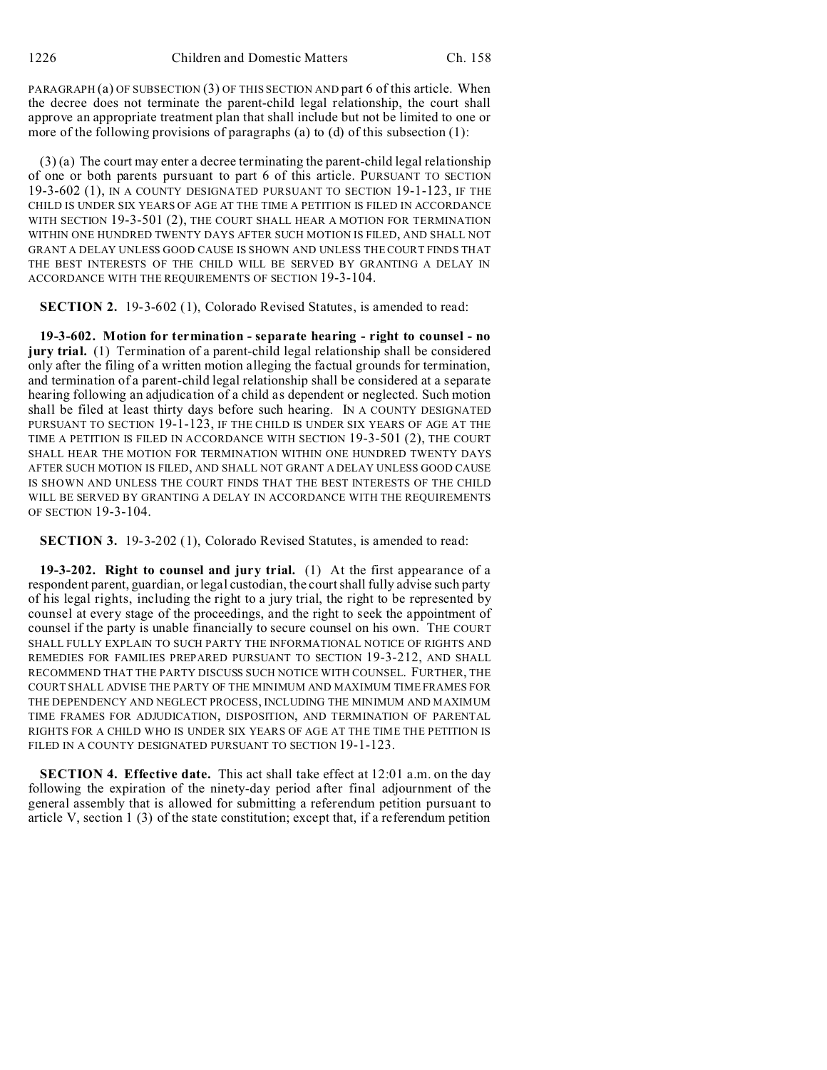PARAGRAPH (a) OF SUBSECTION (3) OF THIS SECTION AND part 6 of this article. When the decree does not terminate the parent-child legal relationship, the court shall approve an appropriate treatment plan that shall include but not be limited to one or more of the following provisions of paragraphs (a) to (d) of this subsection (1):

(3) (a) The court may enter a decree terminating the parent-child legal relationship of one or both parents pursuant to part 6 of this article. PURSUANT TO SECTION 19-3-602 (1), IN A COUNTY DESIGNATED PURSUANT TO SECTION 19-1-123, IF THE CHILD IS UNDER SIX YEARS OF AGE AT THE TIME A PETITION IS FILED IN ACCORDANCE WITH SECTION 19-3-501 (2), THE COURT SHALL HEAR A MOTION FOR TERMINATION WITHIN ONE HUNDRED TWENTY DAYS AFTER SUCH MOTION IS FILED, AND SHALL NOT GRANT A DELAY UNLESS GOOD CAUSE IS SHOWN AND UNLESS THE COURT FINDS THAT THE BEST INTERESTS OF THE CHILD WILL BE SERVED BY GRANTING A DELAY IN ACCORDANCE WITH THE REQUIREMENTS OF SECTION 19-3-104.

**SECTION 2.** 19-3-602 (1), Colorado Revised Statutes, is amended to read:

**19-3-602. Motion for termination - separate hearing - right to counsel - no jury trial.** (1) Termination of a parent-child legal relationship shall be considered only after the filing of a written motion alleging the factual grounds for termination, and termination of a parent-child legal relationship shall be considered at a separate hearing following an adjudication of a child as dependent or neglected. Such motion shall be filed at least thirty days before such hearing. IN A COUNTY DESIGNATED PURSUANT TO SECTION 19-1-123, IF THE CHILD IS UNDER SIX YEARS OF AGE AT THE TIME A PETITION IS FILED IN ACCORDANCE WITH SECTION 19-3-501 (2), THE COURT SHALL HEAR THE MOTION FOR TERMINATION WITHIN ONE HUNDRED TWENTY DAYS AFTER SUCH MOTION IS FILED, AND SHALL NOT GRANT A DELAY UNLESS GOOD CAUSE IS SHOWN AND UNLESS THE COURT FINDS THAT THE BEST INTERESTS OF THE CHILD WILL BE SERVED BY GRANTING A DELAY IN ACCORDANCE WITH THE REQUIREMENTS OF SECTION 19-3-104.

**SECTION 3.** 19-3-202 (1), Colorado Revised Statutes, is amended to read:

**19-3-202. Right to counsel and jury trial.** (1) At the first appearance of a respondent parent, guardian, or legal custodian, the court shall fully advise such party of his legal rights, including the right to a jury trial, the right to be represented by counsel at every stage of the proceedings, and the right to seek the appointment of counsel if the party is unable financially to secure counsel on his own. THE COURT SHALL FULLY EXPLAIN TO SUCH PARTY THE INFORMATIONAL NOTICE OF RIGHTS AND REMEDIES FOR FAMILIES PREPARED PURSUANT TO SECTION 19-3-212, AND SHALL RECOMMEND THAT THE PARTY DISCUSS SUCH NOTICE WITH COUNSEL. FURTHER, THE COURT SHALL ADVISE THE PARTY OF THE MINIMUM AND MAXIMUM TIME FRAMES FOR THE DEPENDENCY AND NEGLECT PROCESS, INCLUDING THE MINIMUM AND MAXIMUM TIME FRAMES FOR ADJUDICATION, DISPOSITION, AND TERMINATION OF PARENTAL RIGHTS FOR A CHILD WHO IS UNDER SIX YEARS OF AGE AT THE TIME THE PETITION IS FILED IN A COUNTY DESIGNATED PURSUANT TO SECTION 19-1-123.

**SECTION 4. Effective date.** This act shall take effect at 12:01 a.m. on the day following the expiration of the ninety-day period after final adjournment of the general assembly that is allowed for submitting a referendum petition pursuant to article V, section 1 (3) of the state constitution; except that, if a referendum petition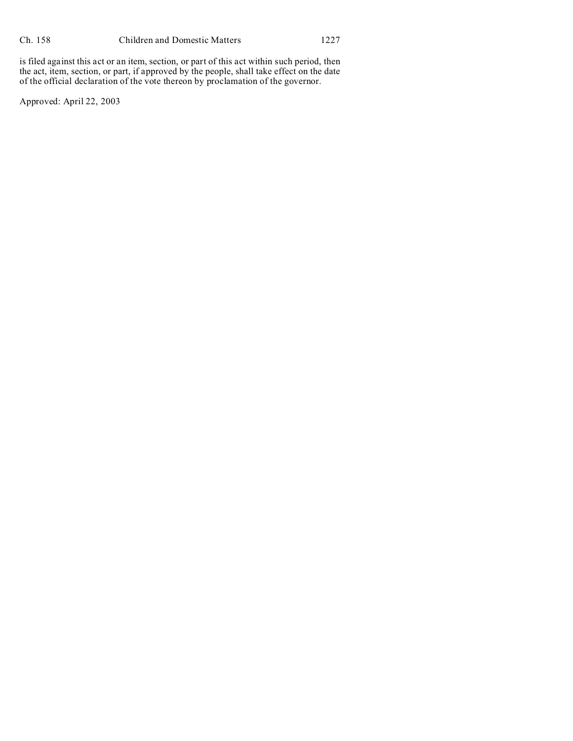is filed against this act or an item, section, or part of this act within such period, then the act, item, section, or part, if approved by the people, shall take effect on the date of the official declaration of the vote thereon by proclamation of the governor.

Approved: April 22, 2003